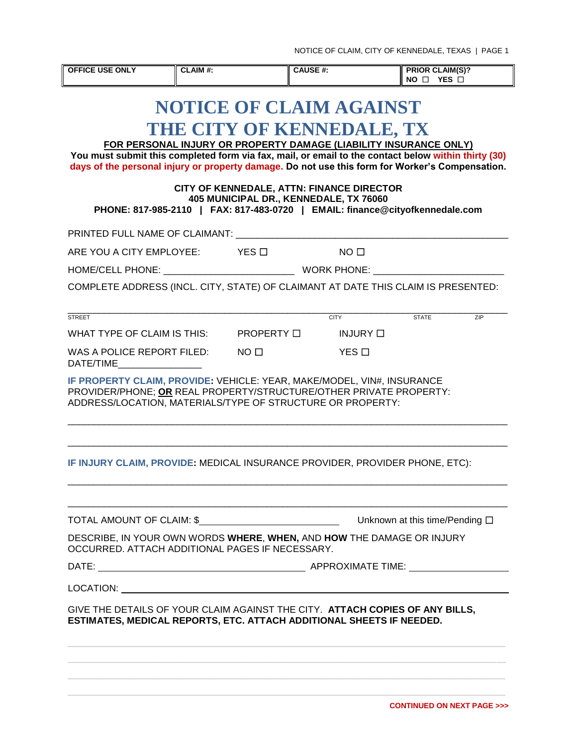| OFFICE USE ONLY | CLAIM #: | CAUSE #: | PRIOR CLAIM(S)? NO ☐ YES ☐ |
|---|---|---|---|

# NOTICE OF CLAIM AGAINST THE CITY OF KENNEDALE, TX

**FOR PERSONAL INJURY OR PROPERTY DAMAGE (LIABILITY INSURANCE ONLY)**

**You must submit this completed form via fax, mail, or email to the contact below within thirty (30) days of the personal injury or property damage. Do not use this form for Worker's Compensation.**

**CITY OF KENNEDALE, ATTN: FINANCE DIRECTOR**
**405 MUNICIPAL DR., KENNEDALE, TX 76060**
**PHONE: 817-985-2110 | FAX: 817-483-0720 | EMAIL: finance@cityofkennedale.com**

PRINTED FULL NAME OF CLAIMANT: ______________________________________________

ARE YOU A CITY EMPLOYEE: YES ☐ NO ☐

HOME/CELL PHONE: ________________________ WORK PHONE: ________________________

COMPLETE ADDRESS (INCL. CITY, STATE) OF CLAIMANT AT DATE THIS CLAIM IS PRESENTED:

_____________________________________________________________________________
STREET CITY STATE ZIP

WHAT TYPE OF CLAIM IS THIS: PROPERTY ☐ INJURY ☐

WAS A POLICE REPORT FILED: NO ☐ YES ☐
DATE/TIME_______________

**IF PROPERTY CLAIM, PROVIDE:** VEHICLE: YEAR, MAKE/MODEL, VIN#, INSURANCE PROVIDER/PHONE; **OR** REAL PROPERTY/STRUCTURE/OTHER PRIVATE PROPERTY: ADDRESS/LOCATION, MATERIALS/TYPE OF STRUCTURE OR PROPERTY:

_____________________________________________________________________________

_____________________________________________________________________________

**IF INJURY CLAIM, PROVIDE:** MEDICAL INSURANCE PROVIDER, PROVIDER PHONE, ETC):

_____________________________________________________________________________

_____________________________________________________________________________

TOTAL AMOUNT OF CLAIM: $__________________________ Unknown at this time/Pending ☐

DESCRIBE, IN YOUR OWN WORDS **WHERE**, **WHEN,** AND **HOW** THE DAMAGE OR INJURY OCCURRED. ATTACH ADDITIONAL PAGES IF NECESSARY.

DATE: ______________________________________ APPROXIMATE TIME: __________________

LOCATION: __________________________________________________________________

GIVE THE DETAILS OF YOUR CLAIM AGAINST THE CITY. **ATTACH COPIES OF ANY BILLS, ESTIMATES, MEDICAL REPORTS, ETC. ATTACH ADDITIONAL SHEETS IF NEEDED.**

_____________________________________________________________________________

_____________________________________________________________________________

_____________________________________________________________________________

_____________________________________________________________________________

**CONTINUED ON NEXT PAGE >>>**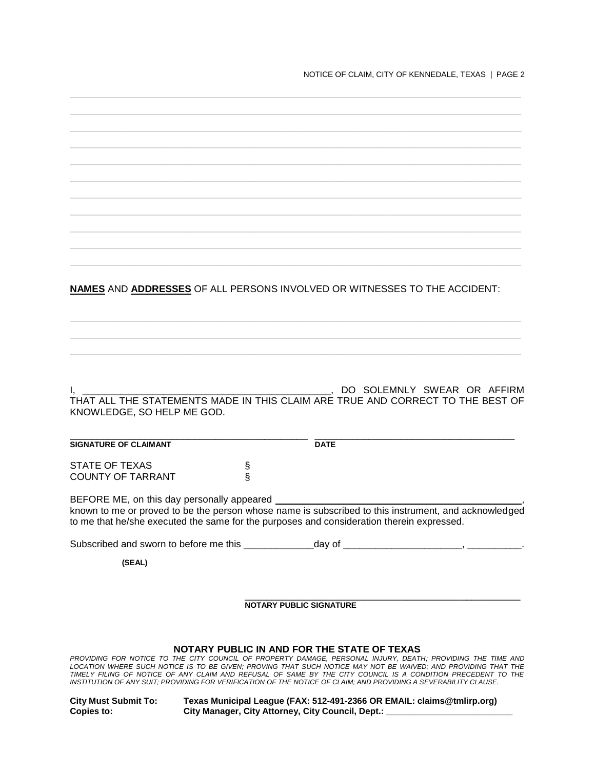**NAMES** AND **ADDRESSES** OF ALL PERSONS INVOLVED OR WITNESSES TO THE ACCIDENT:

I, _____________________________________________, DO SOLEMNLY SWEAR OR AFFIRM THAT ALL THE STATEMENTS MADE IN THIS CLAIM ARE TRUE AND CORRECT TO THE BEST OF KNOWLEDGE, SO HELP ME GOD.

_____________________________________________ _____________________________________

**SIGNATURE OF CLAIMANT** **DATE**

STATE OF TEXAS §
COUNTY OF TARRANT §

BEFORE ME, on this day personally appeared _____________________________________________, known to me or proved to be the person whose name is subscribed to this instrument, and acknowledged to me that he/she executed the same for the purposes and consideration therein expressed.

Subscribed and sworn to before me this _____________day of _____________________, __________.

**(SEAL)**

_____________________________________________________

**NOTARY PUBLIC SIGNATURE**

**NOTARY PUBLIC IN AND FOR THE STATE OF TEXAS**

*PROVIDING FOR NOTICE TO THE CITY COUNCIL OF PROPERTY DAMAGE, PERSONAL INJURY, DEATH; PROVIDING THE TIME AND LOCATION WHERE SUCH NOTICE IS TO BE GIVEN; PROVING THAT SUCH NOTICE MAY NOT BE WAIVED; AND PROVIDING THAT THE TIMELY FILING OF NOTICE OF ANY CLAIM AND REFUSAL OF SAME BY THE CITY COUNCIL IS A CONDITION PRECEDENT TO THE INSTITUTION OF ANY SUIT; PROVIDING FOR VERIFICATION OF THE NOTICE OF CLAIM; AND PROVIDING A SEVERABILITY CLAUSE.*

**City Must Submit To:** **Texas Municipal League (FAX: 512-491-2366 OR EMAIL: claims@tmlirp.org)**
**Copies to:** **City Manager, City Attorney, City Council, Dept.: _________________________**